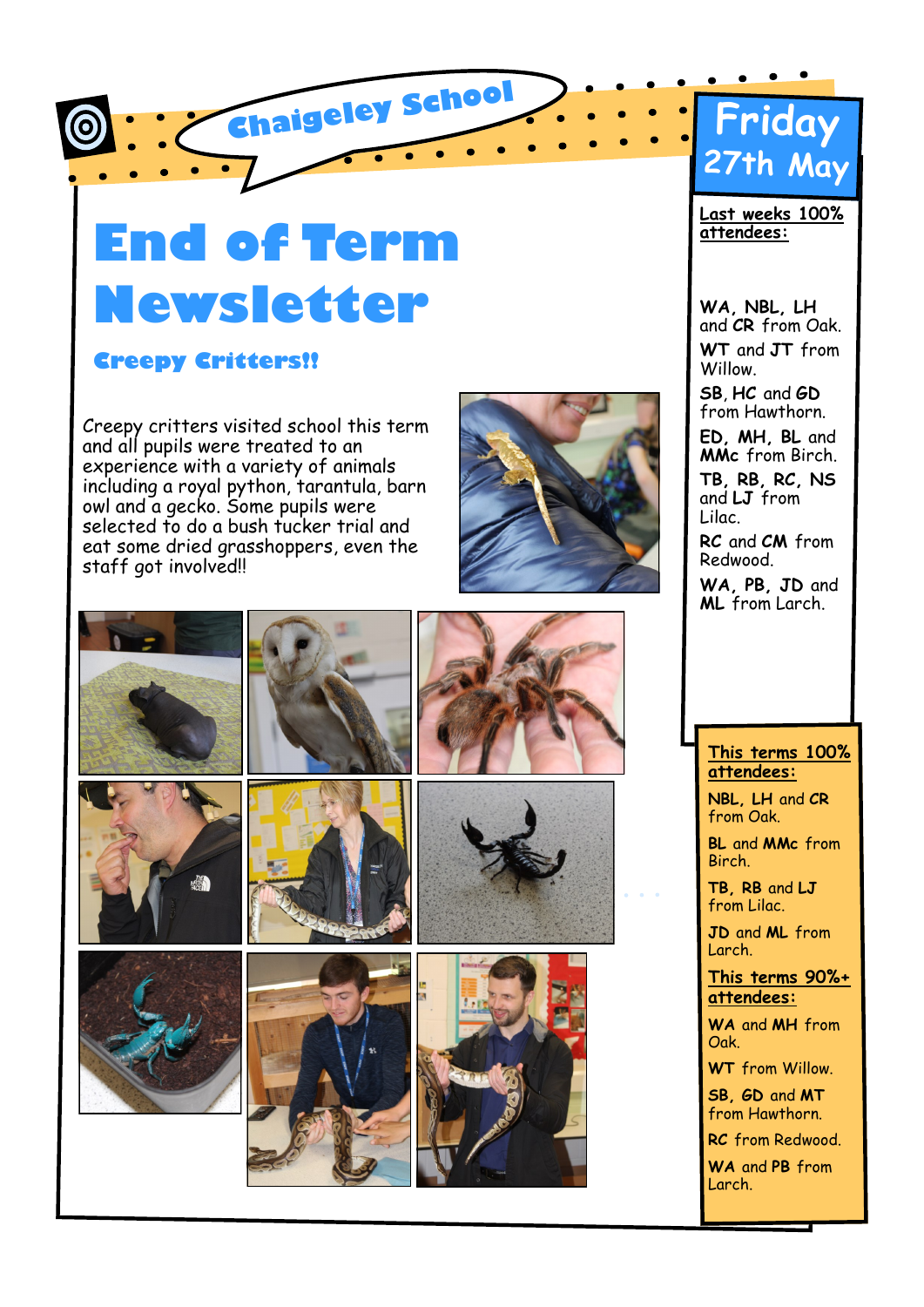Chaigeley School

# End of Term Newsletter

**Friday 27th May**

## Creepy Critters!!

Creepy critters visited school this term and all pupils were treated to an experience with a variety of animals including a royal python, tarantula, barn owl and a gecko. Some pupils were selected to do a bush tucker trial and eat some dried grasshoppers, even the staff got involved!!

### Last weeks 100% attendees:

**WA**, **NBL**, **LH** and **CR** from Oak.

**WT** and **JT** from Willow.

**SB**, **HC** and **GD** from Hawthorn.

**ED**, **MH**, **BL** and **MMc** from Birch.

**TB**, **RB**, **RC**, **NS** and **LJ** from Lilac.

**RC** and **CM** from Redwood.

**WA**, **PB**, **JD** and **ML** from Larch.

### This terms 100% attendees:

**NBL**, **LH** and **CR** from Oak.

**BL** and **MMc** from Birch.

**TB**, **RB** and **LJ** from Lilac.

**JD** and **ML** from Larch.

### This terms 90%+ attendees:

**WA** and **MH** from Oak.

**WT** from Willow.

**SB**, **GD** and **MT** from Hawthorn.

**RC** from Redwood.

**WA** and **PB** from Larch.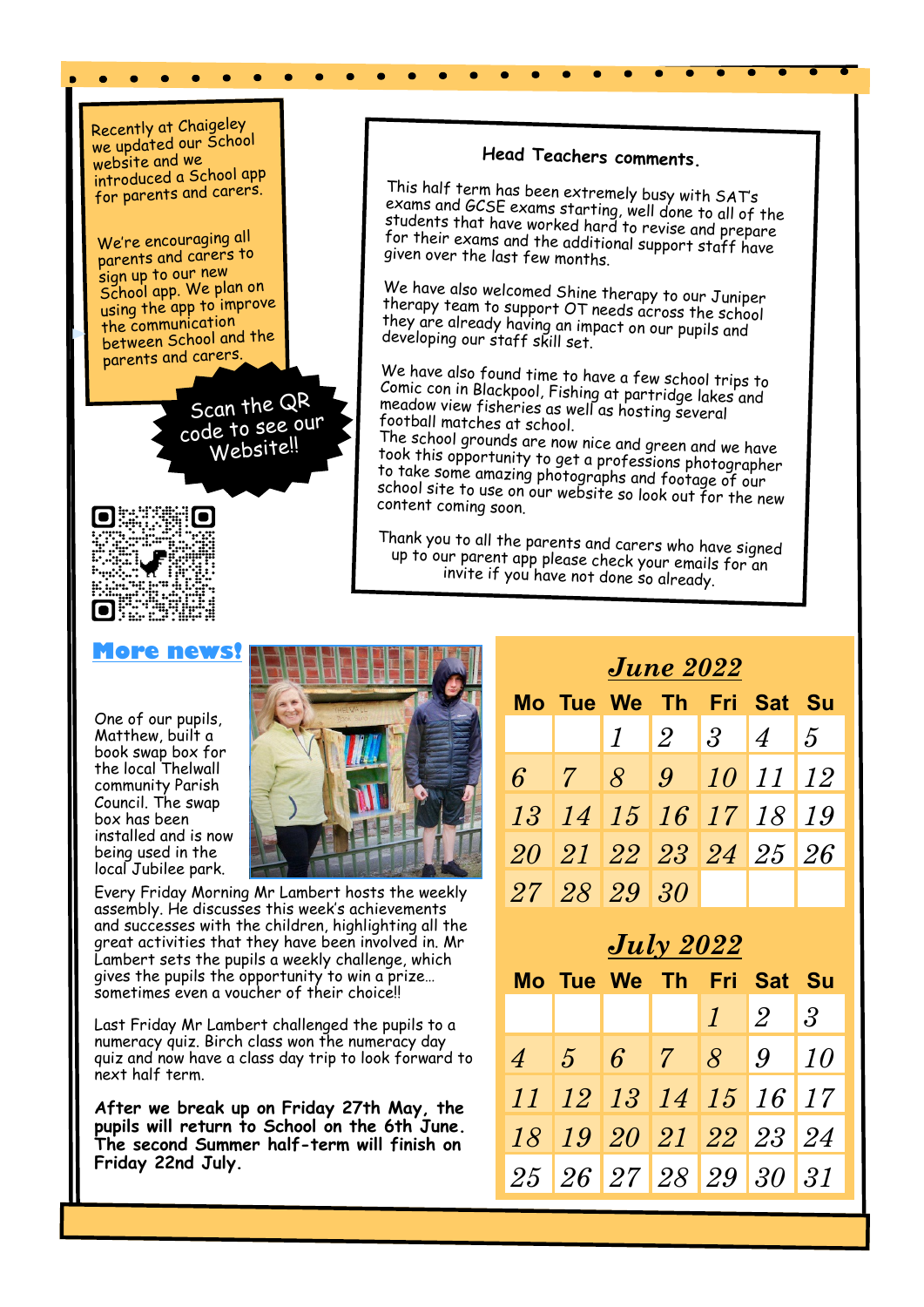Recently at Chaigeley we updated our School website and we introduced a School app for parents and carers.

We're encouraging all parents and carers to sign up to our new School app. We plan on using the app to improve the communication between School and the parents and carers.

Scan the QR code to see our Website!!

## Head Teachers comments.

This half term has been extremely busy with SAT's exams and GCSE exams starting, well done to all of the students that have worked hard to revise and prepare for their exams and the additional support staff have given over the last few months.

We have also welcomed Shine therapy to our Juniper therapy team to support OT needs across the school they are already having an impact on our pupils and developing our staff skill set.

We have also found time to have a few school trips to Comic con in Blackpool, Fishing at partridge lakes and meadow view fisheries as well as hosting several football matches at school.
The school grounds are now nice and green and we have took this opportunity to get a professions photographer to take some amazing photographs and footage of our school site to use on our website so look out for the new content coming soon.

Thank you to all the parents and carers who have signed up to our parent app please check your emails for an invite if you have not done so already.

## More news!

One of our pupils, Matthew, built a book swap box for the local Thelwall community Parish Council. The swap box has been installed and is now being used in the local Jubilee park.

Every Friday Morning Mr Lambert hosts the weekly assembly. He discusses this week's achievements and successes with the children, highlighting all the great activities that they have been involved in. Mr Lambert sets the pupils a weekly challenge, which gives the pupils the opportunity to win a prize… sometimes even a voucher of their choice!!

Last Friday Mr Lambert challenged the pupils to a numeracy quiz. Birch class won the numeracy day quiz and now have a class day trip to look forward to next half term.

**After we break up on Friday 27th May, the pupils will return to School on the 6th June. The second Summer half-term will finish on Friday 22nd July.**

### *June 2022*

| Mo | Tue | We | Th | Fri | Sat | Su |
|---|---|---|---|---|---|---|
| | | 1 | 2 | 3 | 4 | 5 |
| 6 | 7 | 8 | 9 | 10 | 11 | 12 |
| 13 | 14 | 15 | 16 | 17 | 18 | 19 |
| 20 | 21 | 22 | 23 | 24 | 25 | 26 |
| 27 | 28 | 29 | 30 | | | |

### *July 2022*

| Mo | Tue | We | Th | Fri | Sat | Su |
|---|---|---|---|---|---|---|
| | | | | 1 | 2 | 3 |
| 4 | 5 | 6 | 7 | 8 | 9 | 10 |
| 11 | 12 | 13 | 14 | 15 | 16 | 17 |
| 18 | 19 | 20 | 21 | 22 | 23 | 24 |
| 25 | 26 | 27 | 28 | 29 | 30 | 31 |